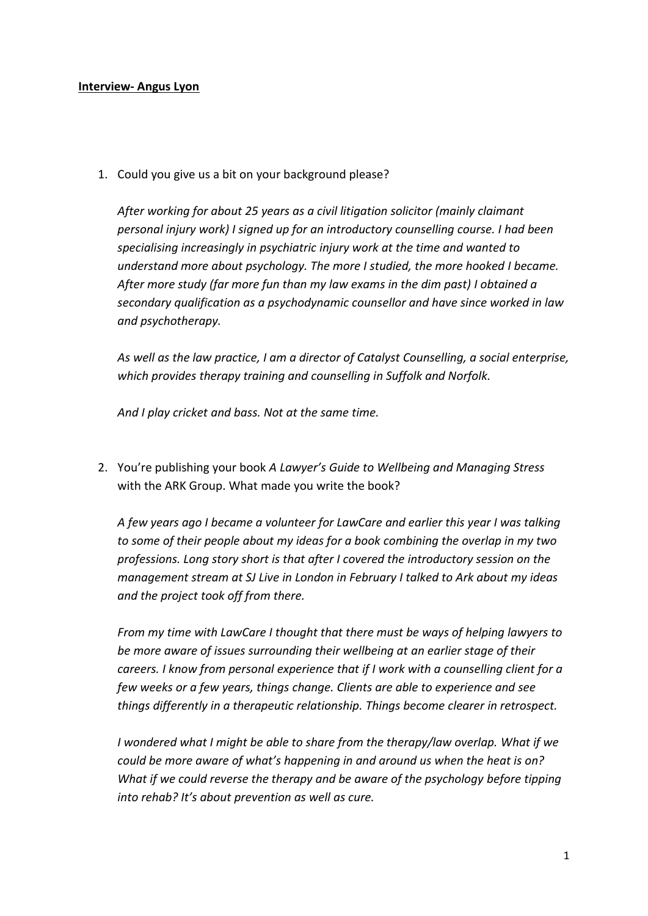**Interview- Angus Lyon**

1. Could you give us a bit on your background please?

   *After working for about 25 years as a civil litigation solicitor (mainly claimant personal injury work) I signed up for an introductory counselling course. I had been specialising increasingly in psychiatric injury work at the time and wanted to understand more about psychology. The more I studied, the more hooked I became. After more study (far more fun than my law exams in the dim past) I obtained a secondary qualification as a psychodynamic counsellor and have since worked in law and psychotherapy.*

   *As well as the law practice, I am a director of Catalyst Counselling, a social enterprise, which provides therapy training and counselling in Suffolk and Norfolk.*

   *And I play cricket and bass. Not at the same time.*

2. You're publishing your book *A Lawyer's Guide to Wellbeing and Managing Stress* with the ARK Group. What made you write the book?

   *A few years ago I became a volunteer for LawCare and earlier this year I was talking to some of their people about my ideas for a book combining the overlap in my two professions. Long story short is that after I covered the introductory session on the management stream at SJ Live in London in February I talked to Ark about my ideas and the project took off from there.*

   *From my time with LawCare I thought that there must be ways of helping lawyers to be more aware of issues surrounding their wellbeing at an earlier stage of their careers. I know from personal experience that if I work with a counselling client for a few weeks or a few years, things change. Clients are able to experience and see things differently in a therapeutic relationship. Things become clearer in retrospect.*

   *I wondered what I might be able to share from the therapy/law overlap. What if we could be more aware of what's happening in and around us when the heat is on? What if we could reverse the therapy and be aware of the psychology before tipping into rehab? It's about prevention as well as cure.*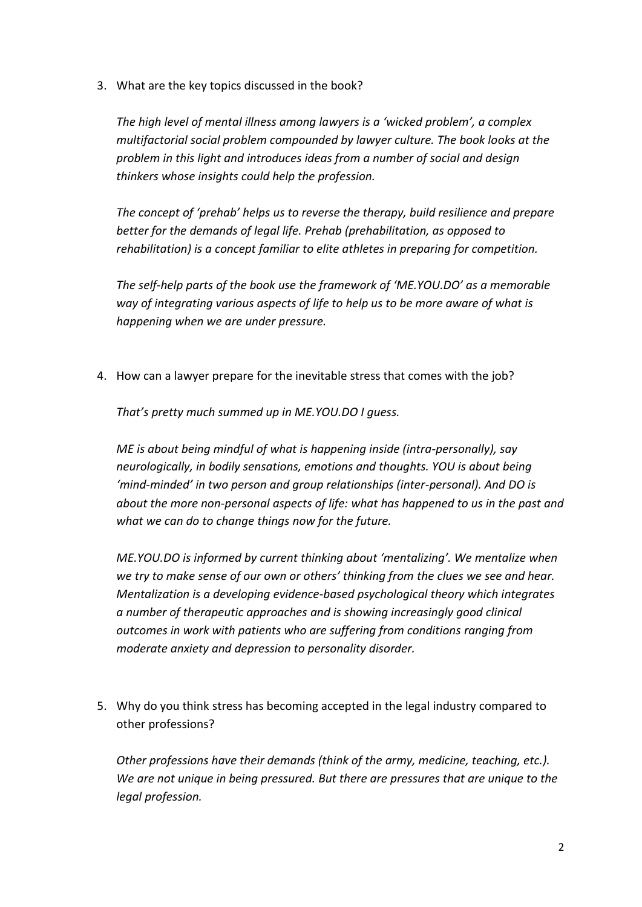3. What are the key topics discussed in the book?

   *The high level of mental illness among lawyers is a 'wicked problem', a complex multifactorial social problem compounded by lawyer culture. The book looks at the problem in this light and introduces ideas from a number of social and design thinkers whose insights could help the profession.*

   *The concept of 'prehab' helps us to reverse the therapy, build resilience and prepare better for the demands of legal life. Prehab (prehabilitation, as opposed to rehabilitation) is a concept familiar to elite athletes in preparing for competition.*

   *The self-help parts of the book use the framework of 'ME.YOU.DO' as a memorable way of integrating various aspects of life to help us to be more aware of what is happening when we are under pressure.*

4. How can a lawyer prepare for the inevitable stress that comes with the job?

   *That's pretty much summed up in ME.YOU.DO I guess.*

   *ME is about being mindful of what is happening inside (intra-personally), say neurologically, in bodily sensations, emotions and thoughts. YOU is about being 'mind-minded' in two person and group relationships (inter-personal). And DO is about the more non-personal aspects of life: what has happened to us in the past and what we can do to change things now for the future.*

   *ME.YOU.DO is informed by current thinking about 'mentalizing'. We mentalize when we try to make sense of our own or others' thinking from the clues we see and hear. Mentalization is a developing evidence-based psychological theory which integrates a number of therapeutic approaches and is showing increasingly good clinical outcomes in work with patients who are suffering from conditions ranging from moderate anxiety and depression to personality disorder.*

5. Why do you think stress has becoming accepted in the legal industry compared to other professions?

   *Other professions have their demands (think of the army, medicine, teaching, etc.). We are not unique in being pressured. But there are pressures that are unique to the legal profession.*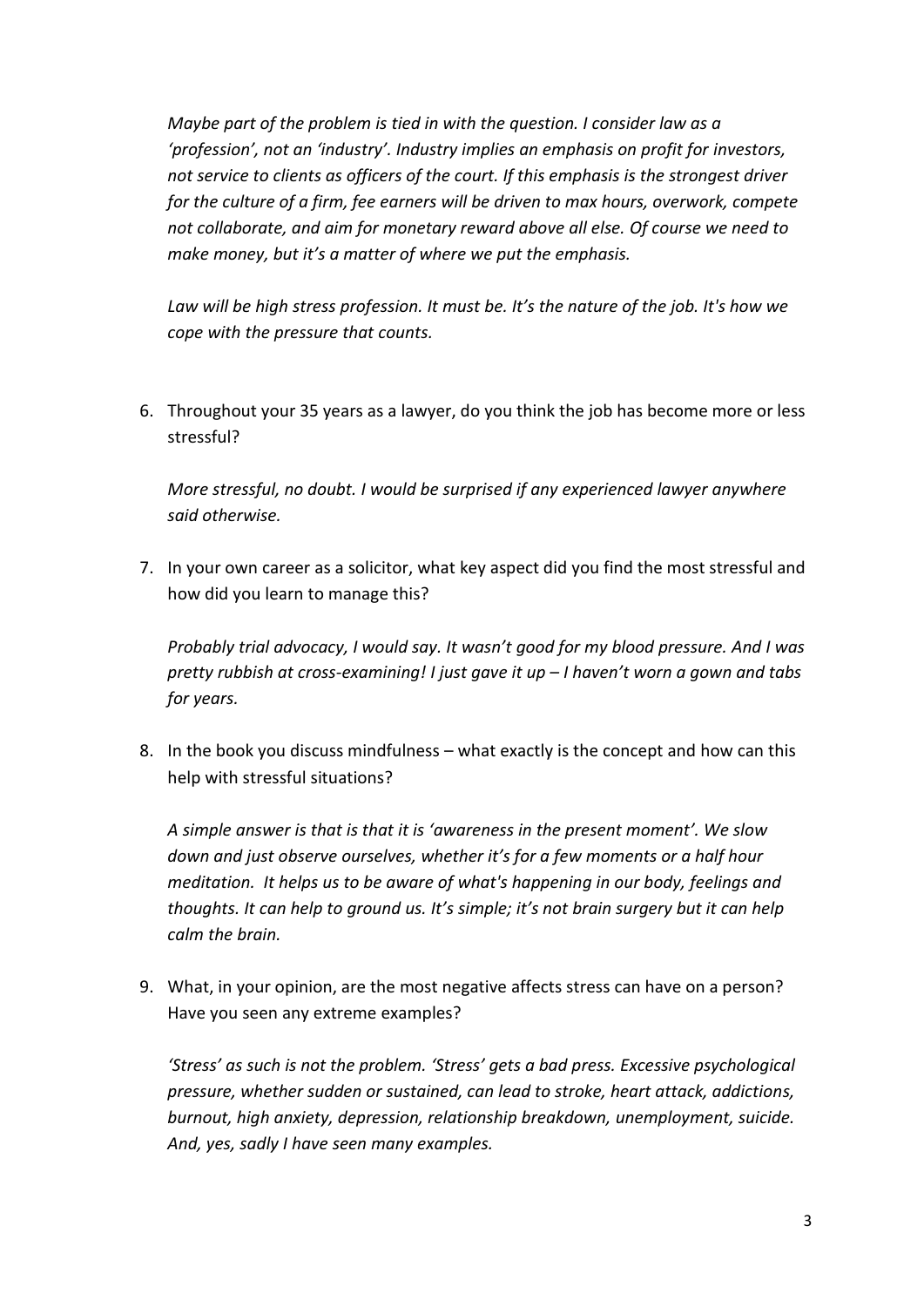*Maybe part of the problem is tied in with the question. I consider law as a 'profession', not an 'industry'. Industry implies an emphasis on profit for investors, not service to clients as officers of the court. If this emphasis is the strongest driver for the culture of a firm, fee earners will be driven to max hours, overwork, compete not collaborate, and aim for monetary reward above all else. Of course we need to make money, but it's a matter of where we put the emphasis.*

*Law will be high stress profession. It must be. It's the nature of the job. It's how we cope with the pressure that counts.*

6. Throughout your 35 years as a lawyer, do you think the job has become more or less stressful?

   *More stressful, no doubt. I would be surprised if any experienced lawyer anywhere said otherwise.*

7. In your own career as a solicitor, what key aspect did you find the most stressful and how did you learn to manage this?

   *Probably trial advocacy, I would say. It wasn't good for my blood pressure. And I was pretty rubbish at cross-examining! I just gave it up – I haven't worn a gown and tabs for years.*

8. In the book you discuss mindfulness – what exactly is the concept and how can this help with stressful situations?

   *A simple answer is that is that it is 'awareness in the present moment'. We slow down and just observe ourselves, whether it's for a few moments or a half hour meditation. It helps us to be aware of what's happening in our body, feelings and thoughts. It can help to ground us. It's simple; it's not brain surgery but it can help calm the brain.*

9. What, in your opinion, are the most negative affects stress can have on a person? Have you seen any extreme examples?

   *'Stress' as such is not the problem. 'Stress' gets a bad press. Excessive psychological pressure, whether sudden or sustained, can lead to stroke, heart attack, addictions, burnout, high anxiety, depression, relationship breakdown, unemployment, suicide. And, yes, sadly I have seen many examples.*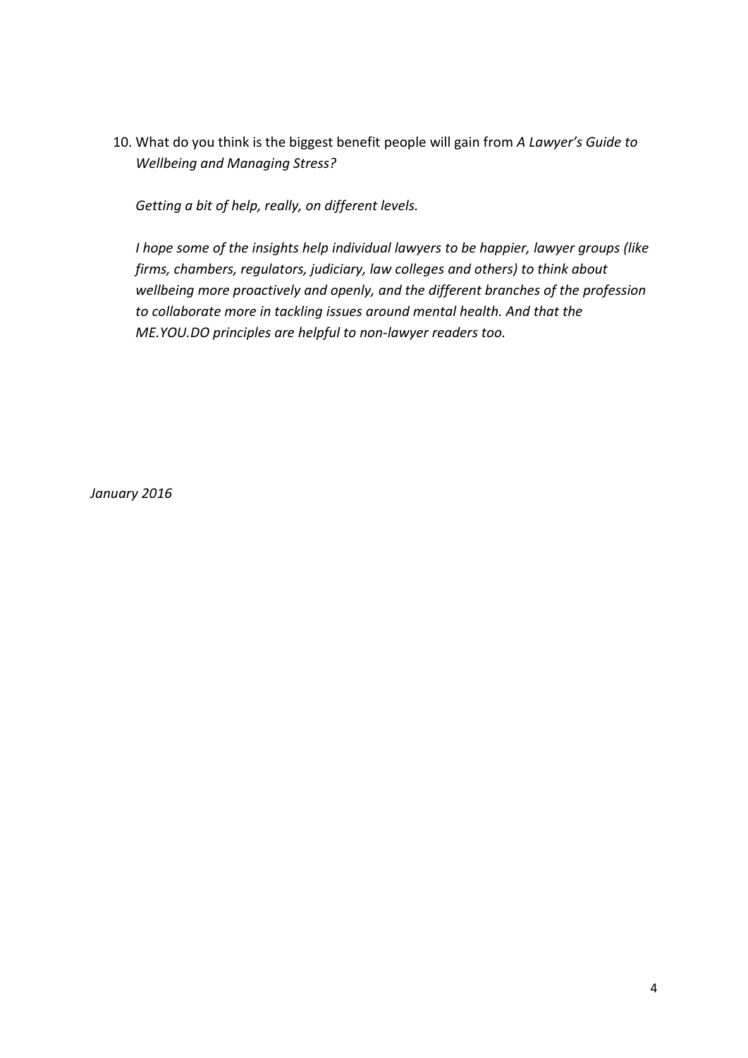10. What do you think is the biggest benefit people will gain from *A Lawyer's Guide to Wellbeing and Managing Stress?*

    *Getting a bit of help, really, on different levels.*

    *I hope some of the insights help individual lawyers to be happier, lawyer groups (like firms, chambers, regulators, judiciary, law colleges and others) to think about wellbeing more proactively and openly, and the different branches of the profession to collaborate more in tackling issues around mental health. And that the ME.YOU.DO principles are helpful to non-lawyer readers too.*

*January 2016*